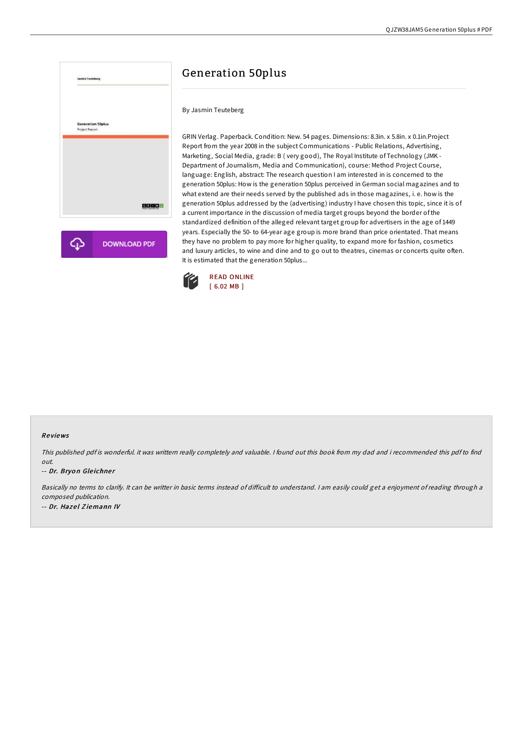# Generation 50plus

By Jasmin Teuteberg

GRIN Verlag. Paperback. Condition: New. 54 pages. Dimensions: 8.3in. x 5.8in. x 0.1in.Project Report from the year 2008 in the subject Communications - Public Relations, Advertising, Marketing, Social Media, grade: B ( very good), The Royal Institute of Technology (JMK - Department of Journalism, Media and Communication), course: Method Project Course, language: English, abstract: The research question I am interested in is concerned to the generation 50plus: How is the generation 50plus perceived in German social magazines and to what extend are their needs served by the published ads in those magazines, i. e. how is the generation 50plus addressed by the (advertising) industry I have chosen this topic, since it is of a current importance in the discussion of media target groups beyond the border of the standardized definition of the alleged relevant target group for advertisers in the age of 1449 years. Especially the 50- to 64-year age group is more brand than price orientated. That means they have no problem to pay more for higher quality, to expand more for fashion, cosmetics and luxury articles, to wine and dine and to go out to theatres, cinemas or concerts quite often. It is estimated that the generation 50plus...

DOWNLOAD PDF

READ ONLINE
[ 6.02 MB ]

## Reviews

*This published pdf is wonderful. it was writtern really completely and valuable. I found out this book from my dad and i recommended this pdf to find out.*

*-- Dr. Bryon Gleichner*

*Basically no terms to clarify. It can be writter in basic terms instead of difficult to understand. I am easily could get a enjoyment of reading through a composed publication.*

*-- Dr. Hazel Ziemann IV*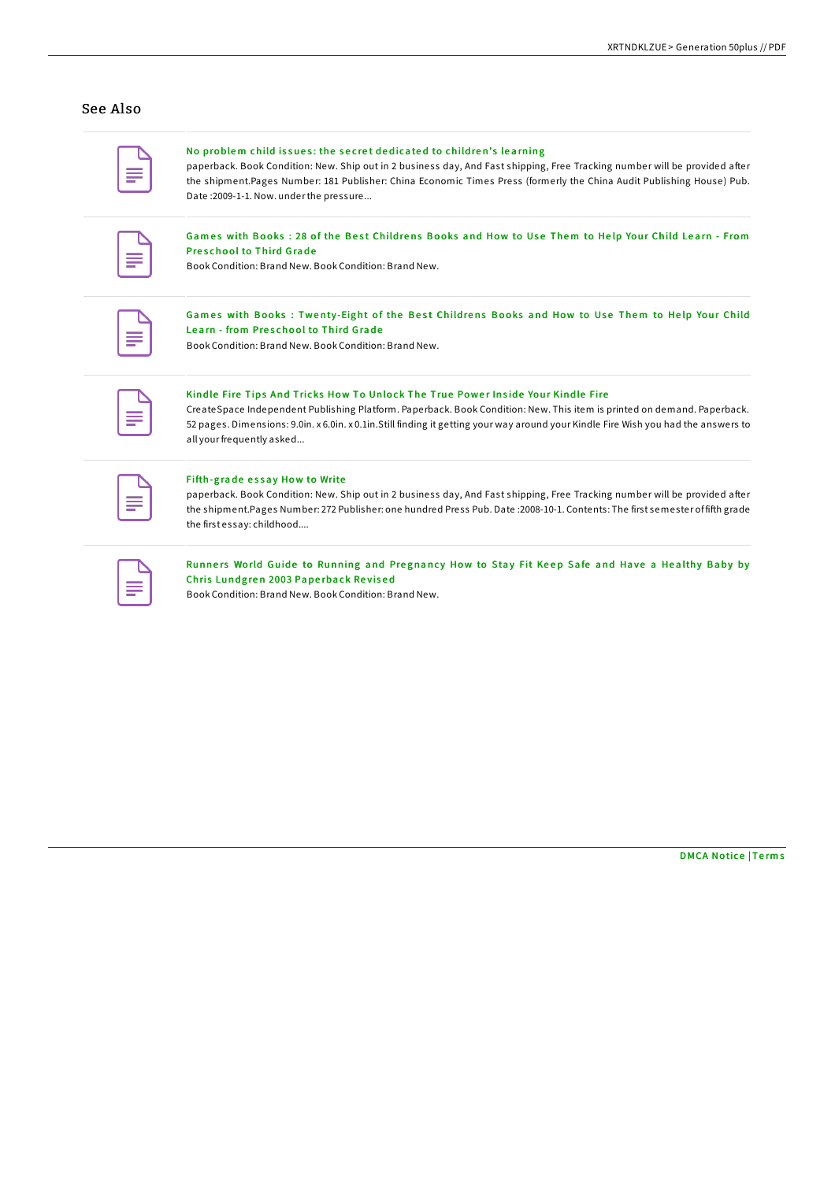## See Also

### No problem child issues: the secret dedicated to children's learning

paperback. Book Condition: New. Ship out in 2 business day, And Fast shipping, Free Tracking number will be provided after the shipment.Pages Number: 181 Publisher: China Economic Times Press (formerly the China Audit Publishing House) Pub. Date :2009-1-1. Now. under the pressure...

### Games with Books : 28 of the Best Childrens Books and How to Use Them to Help Your Child Learn - From Preschool to Third Grade

Book Condition: Brand New. Book Condition: Brand New.

### Games with Books : Twenty-Eight of the Best Childrens Books and How to Use Them to Help Your Child Learn - from Preschool to Third Grade

Book Condition: Brand New. Book Condition: Brand New.

### Kindle Fire Tips And Tricks How To Unlock The True Power Inside Your Kindle Fire

CreateSpace Independent Publishing Platform. Paperback. Book Condition: New. This item is printed on demand. Paperback. 52 pages. Dimensions: 9.0in. x 6.0in. x 0.1in.Still finding it getting your way around your Kindle Fire Wish you had the answers to all your frequently asked...

### Fifth-grade essay How to Write

paperback. Book Condition: New. Ship out in 2 business day, And Fast shipping, Free Tracking number will be provided after the shipment.Pages Number: 272 Publisher: one hundred Press Pub. Date :2008-10-1. Contents: The first semester of fifth grade the first essay: childhood....

### Runners World Guide to Running and Pregnancy How to Stay Fit Keep Safe and Have a Healthy Baby by Chris Lundgren 2003 Paperback Revised

Book Condition: Brand New. Book Condition: Brand New.

DMCA Notice | Terms